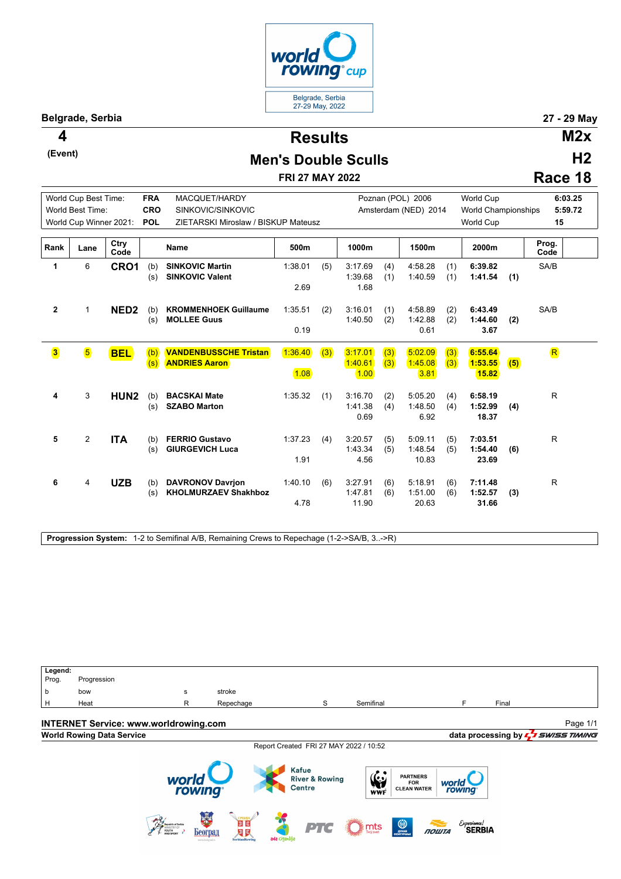Belgrade, Serbia 27-29 May, 2022

**Belgrade, Serbia** **27 - 29 May**

# Results

## Men's Double Sculls

**4 (Event)** **M2x** **H2** **Race 18**

**FRI 27 MAY 2022**

| | | | | | |
|---|---|---|---|---|---|
| World Cup Best Time: | FRA | MACQUET/HARDY | Poznan (POL) 2006 | World Cup | 6:03.25 |
| World Best Time: | CRO | SINKOVIC/SINKOVIC | Amsterdam (NED) 2014 | World Championships | 5:59.72 |
| World Cup Winner 2021: | POL | ZIETARSKI Miroslaw / BISKUP Mateusz | | World Cup | 15 |

| Rank | Lane | Ctry Code | | Name | 500m | | 1000m | | 1500m | | 2000m | | Prog. Code |
|---|---|---|---|---|---|---|---|---|---|---|---|---|---|
| 1 | 6 | CRO1 | (b) | SINKOVIC Martin | 1:38.01 | (5) | 3:17.69 | (4) | 4:58.28 | (1) | 6:39.82 | | SA/B |
| | | | (s) | SINKOVIC Valent | | | 1:39.68 | (1) | 1:40.59 | (1) | 1:41.54 | (1) | |
| | | | | | 2.69 | | 1.68 | | | | | | |
| 2 | 1 | NED2 | (b) | KROMMENHOEK Guillaume | 1:35.51 | (2) | 3:16.01 | (1) | 4:58.89 | (2) | 6:43.49 | | SA/B |
| | | | (s) | MOLLEE Guus | | | 1:40.50 | (2) | 1:42.88 | (2) | 1:44.60 | (2) | |
| | | | | | 0.19 | | | | 0.61 | | 3.67 | | |
| 3 | 5 | BEL | (b) | VANDENBUSSCHE Tristan | 1:36.40 | (3) | 3:17.01 | (3) | 5:02.09 | (3) | 6:55.64 | | R |
| | | | (s) | ANDRIES Aaron | | | 1:40.61 | (3) | 1:45.08 | (3) | 1:53.55 | (5) | |
| | | | | | 1.08 | | 1.00 | | 3.81 | | 15.82 | | |
| 4 | 3 | HUN2 | (b) | BACSKAI Mate | 1:35.32 | (1) | 3:16.70 | (2) | 5:05.20 | (4) | 6:58.19 | | R |
| | | | (s) | SZABO Marton | | | 1:41.38 | (4) | 1:48.50 | (4) | 1:52.99 | (4) | |
| | | | | | | | 0.69 | | 6.92 | | 18.37 | | |
| 5 | 2 | ITA | (b) | FERRIO Gustavo | 1:37.23 | (4) | 3:20.57 | (5) | 5:09.11 | (5) | 7:03.51 | | R |
| | | | (s) | GIURGEVICH Luca | | | 1:43.34 | (5) | 1:48.54 | (5) | 1:54.40 | (6) | |
| | | | | | 1.91 | | 4.56 | | 10.83 | | 23.69 | | |
| 6 | 4 | UZB | (b) | DAVRONOV Davrjon | 1:40.10 | (6) | 3:27.91 | (6) | 5:18.91 | (6) | 7:11.48 | | R |
| | | | (s) | KHOLMURZAEV Shakhboz | | | 1:47.81 | (6) | 1:51.00 | (6) | 1:52.57 | (3) | |
| | | | | | 4.78 | | 11.90 | | 20.63 | | 31.66 | | |

**Progression System:** 1-2 to Semifinal A/B, Remaining Crews to Repechage (1-2->SA/B, 3..->R)

**Legend:**

| | | | | | | | |
|---|---|---|---|---|---|---|---|
| Prog. | Progression | | | | | | |
| b | bow | s | stroke | | | | |
| H | Heat | R | Repechage | S | Semifinal | F | Final |

**INTERNET Service: www.worldrowing.com**

**World Rowing Data Service** **data processing by SWISS TIMING**

Report Created FRI 27 MAY 2022 / 10:52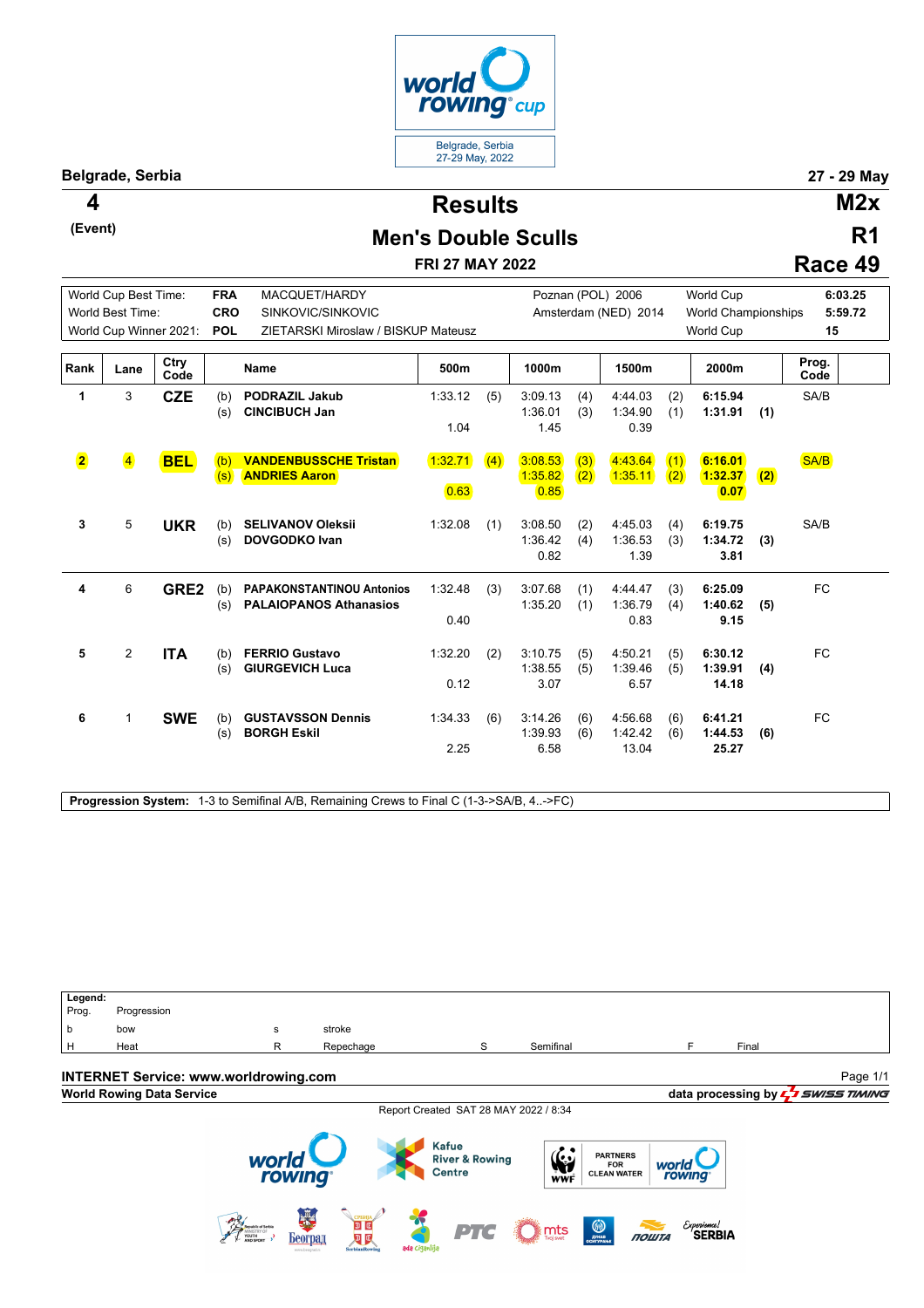world rowing cup
Belgrade, Serbia
27-29 May, 2022

**Belgrade, Serbia** — **27 - 29 May**

# Results

**4** (Event) — **M2x**

## Men's Double Sculls

**R1**

**FRI 27 MAY 2022**

**Race 49**

| | | | | | |
|---|---|---|---|---|---|
| World Cup Best Time: | **FRA** | MACQUET/HARDY | Poznan (POL) 2006 | World Cup | **6:03.25** |
| World Best Time: | **CRO** | SINKOVIC/SINKOVIC | Amsterdam (NED) 2014 | World Championships | **5:59.72** |
| World Cup Winner 2021: | **POL** | ZIETARSKI Miroslaw / BISKUP Mateusz | | World Cup | **15** |

| Rank | Lane | Ctry Code | | Name | 500m | | 1000m | | 1500m | | 2000m | | Prog. Code |
|---|---|---|---|---|---|---|---|---|---|---|---|---|---|
| 1 | 3 | **CZE** | (b) | **PODRAZIL Jakub** | 1:33.12 | (5) | 3:09.13 | (4) | 4:44.03 | (2) | **6:15.94** | | SA/B |
| | | | (s) | **CINCIBUCH Jan** | | | 1:36.01 | (3) | 1:34.90 | (1) | **1:31.91** | **(1)** | |
| | | | | | 1.04 | | 1.45 | | 0.39 | | | | |
| 2 | 4 | **BEL** | (b) | **VANDENBUSSCHE Tristan** | 1:32.71 | (4) | 3:08.53 | (3) | 4:43.64 | (1) | **6:16.01** | | SA/B |
| | | | (s) | **ANDRIES Aaron** | | | 1:35.82 | (2) | 1:35.11 | (2) | **1:32.37** | **(2)** | |
| | | | | | 0.63 | | 0.85 | | | | **0.07** | | |
| 3 | 5 | **UKR** | (b) | **SELIVANOV Oleksii** | 1:32.08 | (1) | 3:08.50 | (2) | 4:45.03 | (4) | **6:19.75** | | SA/B |
| | | | (s) | **DOVGODKO Ivan** | | | 1:36.42 | (4) | 1:36.53 | (3) | **1:34.72** | **(3)** | |
| | | | | | | | 0.82 | | 1.39 | | **3.81** | | |
| 4 | 6 | **GRE2** | (b) | **PAPAKONSTANTINOU Antonios** | 1:32.48 | (3) | 3:07.68 | (1) | 4:44.47 | (3) | **6:25.09** | | FC |
| | | | (s) | **PALAIOPANOS Athanasios** | | | 1:35.20 | (1) | 1:36.79 | (4) | **1:40.62** | **(5)** | |
| | | | | | 0.40 | | | | 0.83 | | **9.15** | | |
| 5 | 2 | **ITA** | (b) | **FERRIO Gustavo** | 1:32.20 | (2) | 3:10.75 | (5) | 4:50.21 | (5) | **6:30.12** | | FC |
| | | | (s) | **GIURGEVICH Luca** | | | 1:38.55 | (5) | 1:39.46 | (5) | **1:39.91** | **(4)** | |
| | | | | | 0.12 | | 3.07 | | 6.57 | | **14.18** | | |
| 6 | 1 | **SWE** | (b) | **GUSTAVSSON Dennis** | 1:34.33 | (6) | 3:14.26 | (6) | 4:56.68 | (6) | **6:41.21** | | FC |
| | | | (s) | **BORGH Eskil** | | | 1:39.93 | (6) | 1:42.42 | (6) | **1:44.53** | **(6)** | |
| | | | | | 2.25 | | 6.58 | | 13.04 | | **25.27** | | |

**Progression System:** 1-3 to Semifinal A/B, Remaining Crews to Final C (1-3->SA/B, 4..->FC)

**Legend:**

| | | | | | | | |
|---|---|---|---|---|---|---|---|
| Prog. | Progression | | | | | | |
| b | bow | s | stroke | | | | |
| H | Heat | R | Repechage | S | Semifinal | F | Final |

**INTERNET Service: www.worldrowing.com**

**World Rowing Data Service** — **data processing by SWISS TIMING**

Report Created SAT 28 MAY 2022 / 8:34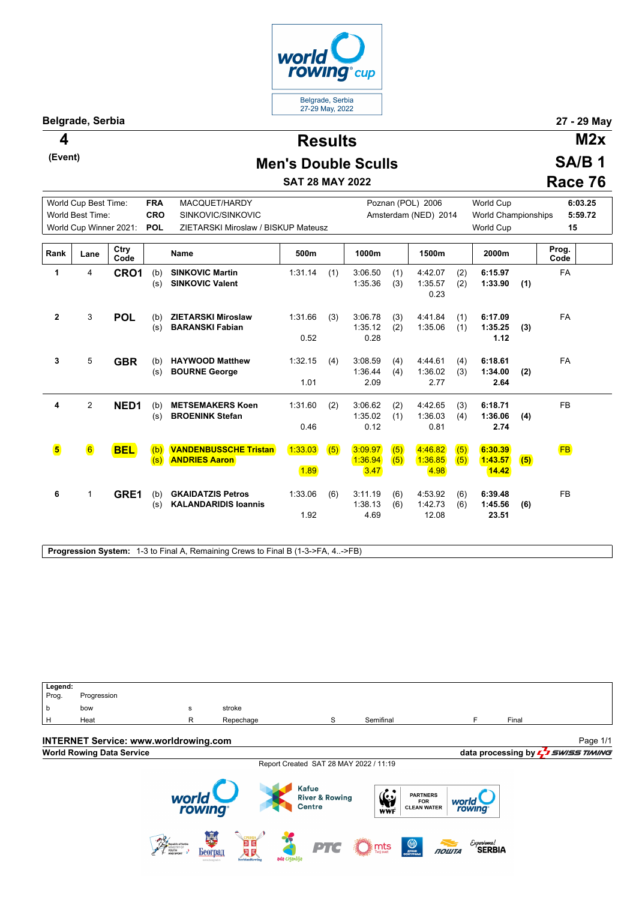# Results

## Men's Double Sculls

**Belgrade, Serbia** — 27 - 29 May

**4** (Event) — **M2x** — **SA/B 1** — **Race 76**

**SAT 28 MAY 2022**

| | | | | |
|---|---|---|---|---|
| World Cup Best Time: | FRA | MACQUET/HARDY | Poznan (POL) 2006 | World Cup | 6:03.25 |
| World Best Time: | CRO | SINKOVIC/SINKOVIC | Amsterdam (NED) 2014 | World Championships | 5:59.72 |
| World Cup Winner 2021: | POL | ZIETARSKI Miroslaw / BISKUP Mateusz | | World Cup | 15 |

| Rank | Lane | Ctry Code | | Name | 500m | | 1000m | | 1500m | | 2000m | | Prog. Code |
|---|---|---|---|---|---|---|---|---|---|---|---|---|---|
| 1 | 4 | CRO1 | (b) | SINKOVIC Martin | 1:31.14 | (1) | 3:06.50 | (1) | 4:42.07 | (2) | 6:15.97 | | FA |
| | | | (s) | SINKOVIC Valent | | | 1:35.36 | (3) | 1:35.57 | (2) | 1:33.90 | (1) | |
| | | | | | | | | | 0.23 | | | | |
| 2 | 3 | POL | (b) | ZIETARSKI Miroslaw | 1:31.66 | (3) | 3:06.78 | (3) | 4:41.84 | (1) | 6:17.09 | | FA |
| | | | (s) | BARANSKI Fabian | | | 1:35.12 | (2) | 1:35.06 | (1) | 1:35.25 | (3) | |
| | | | | | 0.52 | | 0.28 | | | | 1.12 | | |
| 3 | 5 | GBR | (b) | HAYWOOD Matthew | 1:32.15 | (4) | 3:08.59 | (4) | 4:44.61 | (4) | 6:18.61 | | FA |
| | | | (s) | BOURNE George | | | 1:36.44 | (4) | 1:36.02 | (3) | 1:34.00 | (2) | |
| | | | | | 1.01 | | 2.09 | | 2.77 | | 2.64 | | |
| 4 | 2 | NED1 | (b) | METSEMAKERS Koen | 1:31.60 | (2) | 3:06.62 | (2) | 4:42.65 | (3) | 6:18.71 | | FB |
| | | | (s) | BROENINK Stefan | | | 1:35.02 | (1) | 1:36.03 | (4) | 1:36.06 | (4) | |
| | | | | | 0.46 | | 0.12 | | 0.81 | | 2.74 | | |
| 5 | 6 | BEL | (b) | VANDENBUSSCHE Tristan | 1:33.03 | (5) | 3:09.97 | (5) | 4:46.82 | (5) | 6:30.39 | | FB |
| | | | (s) | ANDRIES Aaron | | | 1:36.94 | (5) | 1:36.85 | (5) | 1:43.57 | (5) | |
| | | | | | 1.89 | | 3.47 | | 4.98 | | 14.42 | | |
| 6 | 1 | GRE1 | (b) | GKAIDATZIS Petros | 1:33.06 | (6) | 3:11.19 | (6) | 4:53.92 | (6) | 6:39.48 | | FB |
| | | | (s) | KALANDARIDIS Ioannis | | | 1:38.13 | (6) | 1:42.73 | (6) | 1:45.56 | (6) | |
| | | | | | 1.92 | | 4.69 | | 12.08 | | 23.51 | | |

**Progression System:** 1-3 to Final A, Remaining Crews to Final B (1-3->FA, 4..->FB)

**Legend:**

| | | | | | | | |
|---|---|---|---|---|---|---|---|
| Prog. | Progression | | | | | | |
| b | bow | s | stroke | | | | |
| H | Heat | R | Repechage | S | Semifinal | F | Final |

**INTERNET Service: www.worldrowing.com**

**World Rowing Data Service** — data processing by SWISS TIMING

Report Created SAT 28 MAY 2022 / 11:19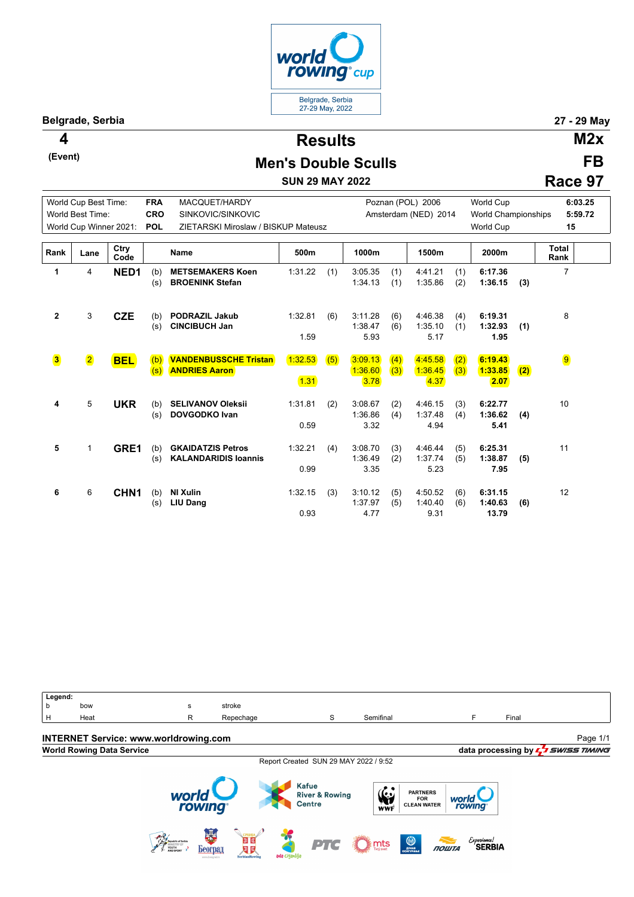Belgrade, Serbia 27-29 May, 2022

**Belgrade, Serbia** **27 - 29 May**

# 4 (Event) — Results — M2x

## Men's Double Sculls — FB

### SUN 29 MAY 2022 — Race 97

| | | | | | |
|---|---|---|---|---|---|
| World Cup Best Time: | FRA | MACQUET/HARDY | Poznan (POL) 2006 | World Cup | 6:03.25 |
| World Best Time: | CRO | SINKOVIC/SINKOVIC | Amsterdam (NED) 2014 | World Championships | 5:59.72 |
| World Cup Winner 2021: | POL | ZIETARSKI Miroslaw / BISKUP Mateusz | | World Cup | 15 |

| Rank | Lane | Ctry Code | | Name | 500m | | 1000m | | 1500m | | 2000m | | Total Rank |
|---|---|---|---|---|---|---|---|---|---|---|---|---|---|
| 1 | 4 | NED1 | (b) | METSEMAKERS Koen | 1:31.22 | (1) | 3:05.35 | (1) | 4:41.21 | (1) | 6:17.36 | | 7 |
| | | | (s) | BROENINK Stefan | | | 1:34.13 | (1) | 1:35.86 | (2) | 1:36.15 | (3) | |
| 2 | 3 | CZE | (b) | PODRAZIL Jakub | 1:32.81 | (6) | 3:11.28 | (6) | 4:46.38 | (4) | 6:19.31 | | 8 |
| | | | (s) | CINCIBUCH Jan | | | 1:38.47 | (6) | 1:35.10 | (1) | 1:32.93 | (1) | |
| | | | | | 1.59 | | 5.93 | | 5.17 | | 1.95 | | |
| 3 | 2 | BEL | (b) | VANDENBUSSCHE Tristan | 1:32.53 | (5) | 3:09.13 | (4) | 4:45.58 | (2) | 6:19.43 | | 9 |
| | | | (s) | ANDRIES Aaron | | | 1:36.60 | (3) | 1:36.45 | (3) | 1:33.85 | (2) | |
| | | | | | 1.31 | | 3.78 | | 4.37 | | 2.07 | | |
| 4 | 5 | UKR | (b) | SELIVANOV Oleksii | 1:31.81 | (2) | 3:08.67 | (2) | 4:46.15 | (3) | 6:22.77 | | 10 |
| | | | (s) | DOVGODKO Ivan | | | 1:36.86 | (4) | 1:37.48 | (4) | 1:36.62 | (4) | |
| | | | | | 0.59 | | 3.32 | | 4.94 | | 5.41 | | |
| 5 | 1 | GRE1 | (b) | GKAIDATZIS Petros | 1:32.21 | (4) | 3:08.70 | (3) | 4:46.44 | (5) | 6:25.31 | | 11 |
| | | | (s) | KALANDARIDIS Ioannis | | | 1:36.49 | (2) | 1:37.74 | (5) | 1:38.87 | (5) | |
| | | | | | 0.99 | | 3.35 | | 5.23 | | 7.95 | | |
| 6 | 6 | CHN1 | (b) | NI Xulin | 1:32.15 | (3) | 3:10.12 | (5) | 4:50.52 | (6) | 6:31.15 | | 12 |
| | | | (s) | LIU Dang | | | 1:37.97 | (5) | 1:40.40 | (6) | 1:40.63 | (6) | |
| | | | | | 0.93 | | 4.77 | | 9.31 | | 13.79 | | |

**Legend:**

| | | | | | | | |
|---|---|---|---|---|---|---|---|
| b | bow | s | stroke | | | | |
| H | Heat | R | Repechage | S | Semifinal | F | Final |

**INTERNET Service: www.worldrowing.com**

**World Rowing Data Service** — data processing by SWISS TIMING

Report Created SUN 29 MAY 2022 / 9:52